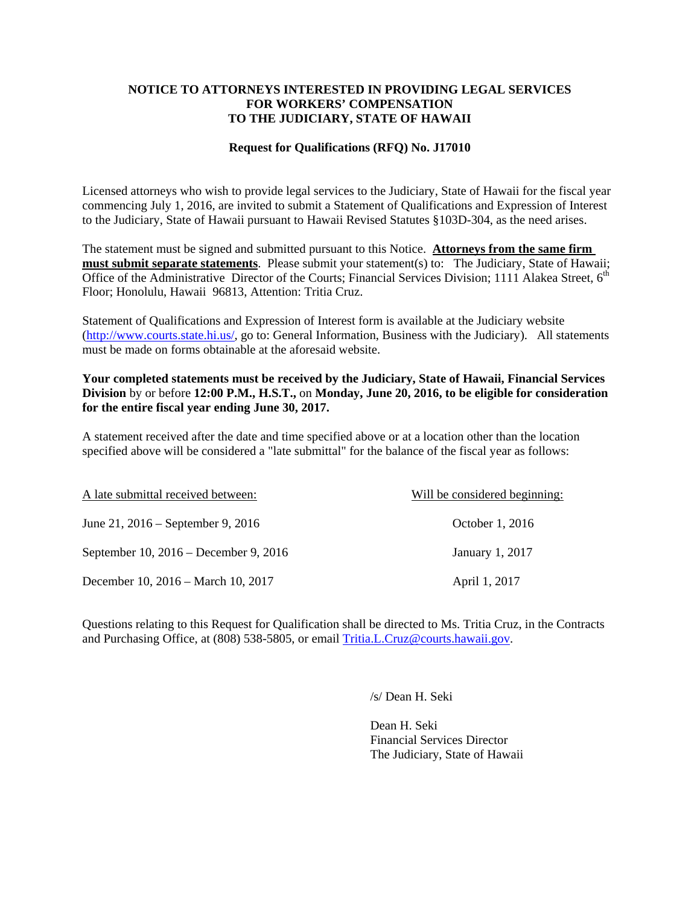# NOTICE TO ATTORNEYS INTERESTED IN PROVIDING LEGAL SERVICES FOR WORKERS' COMPENSATION TO THE JUDICIARY, STATE OF HAWAII

## Request for Qualifications (RFQ) No. J17010

Licensed attorneys who wish to provide legal services to the Judiciary, State of Hawaii for the fiscal year commencing July 1, 2016, are invited to submit a Statement of Qualifications and Expression of Interest to the Judiciary, State of Hawaii pursuant to Hawaii Revised Statutes §103D-304, as the need arises.

The statement must be signed and submitted pursuant to this Notice. **Attorneys from the same firm must submit separate statements**. Please submit your statement(s) to: The Judiciary, State of Hawaii; Office of the Administrative Director of the Courts; Financial Services Division; 1111 Alakea Street, 6th Floor; Honolulu, Hawaii 96813, Attention: Tritia Cruz.

Statement of Qualifications and Expression of Interest form is available at the Judiciary website (http://www.courts.state.hi.us/, go to: General Information, Business with the Judiciary). All statements must be made on forms obtainable at the aforesaid website.

**Your completed statements must be received by the Judiciary, State of Hawaii, Financial Services Division** by or before **12:00 P.M., H.S.T.,** on **Monday, June 20, 2016, to be eligible for consideration for the entire fiscal year ending June 30, 2017.**

A statement received after the date and time specified above or at a location other than the location specified above will be considered a "late submittal" for the balance of the fiscal year as follows:

| A late submittal received between: | Will be considered beginning: |
|---|---|
| June 21, 2016 – September 9, 2016 | October 1, 2016 |
| September 10, 2016 – December 9, 2016 | January 1, 2017 |
| December 10, 2016 – March 10, 2017 | April 1, 2017 |

Questions relating to this Request for Qualification shall be directed to Ms. Tritia Cruz, in the Contracts and Purchasing Office, at (808) 538-5805, or email Tritia.L.Cruz@courts.hawaii.gov.

/s/ Dean H. Seki

Dean H. Seki
Financial Services Director
The Judiciary, State of Hawaii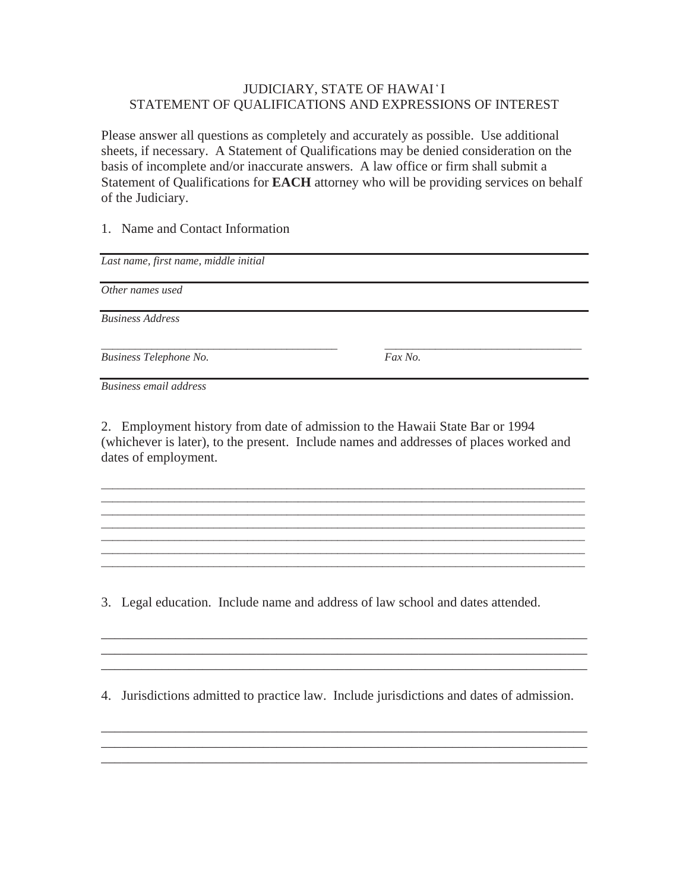JUDICIARY, STATE OF HAWAIʻI
STATEMENT OF QUALIFICATIONS AND EXPRESSIONS OF INTEREST

Please answer all questions as completely and accurately as possible. Use additional sheets, if necessary. A Statement of Qualifications may be denied consideration on the basis of incomplete and/or inaccurate answers. A law office or firm shall submit a Statement of Qualifications for **EACH** attorney who will be providing services on behalf of the Judiciary.

1. Name and Contact Information

___________________________________________________________________________

*Last name, first name, middle initial*

___________________________________________________________________________

*Other names used*

___________________________________________________________________________

*Business Address*

________________________________________ ________________________________

*Business Telephone No.* *Fax No.*

___________________________________________________________________________

*Business email address*

2. Employment history from date of admission to the Hawaii State Bar or 1994 (whichever is later), to the present. Include names and addresses of places worked and dates of employment.

___________________________________________________________________________
___________________________________________________________________________
___________________________________________________________________________
___________________________________________________________________________
___________________________________________________________________________
___________________________________________________________________________
___________________________________________________________________________

3. Legal education. Include name and address of law school and dates attended.

___________________________________________________________________________
___________________________________________________________________________
___________________________________________________________________________

4. Jurisdictions admitted to practice law. Include jurisdictions and dates of admission.

___________________________________________________________________________
___________________________________________________________________________
___________________________________________________________________________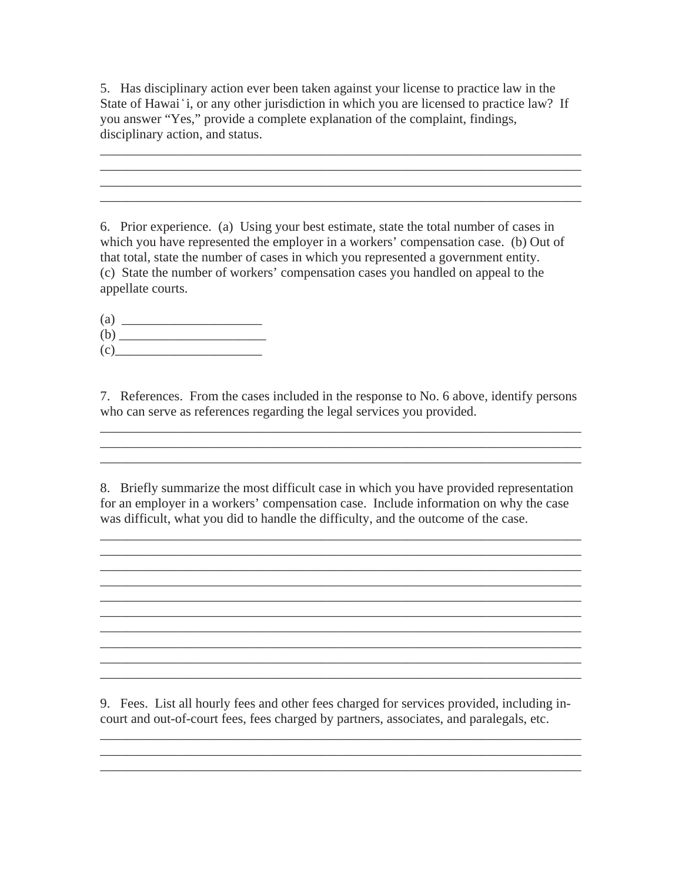5. Has disciplinary action ever been taken against your license to practice law in the State of Hawaiʻi, or any other jurisdiction in which you are licensed to practice law? If you answer "Yes," provide a complete explanation of the complaint, findings, disciplinary action, and status.

\_\_\_\_\_\_\_\_\_\_\_\_\_\_\_\_\_\_\_\_\_\_\_\_\_\_\_\_\_\_\_\_\_\_\_\_\_\_\_\_\_\_\_\_\_\_\_\_\_\_\_\_\_\_\_\_\_\_\_\_\_\_\_\_\_\_\_\_\_\_
\_\_\_\_\_\_\_\_\_\_\_\_\_\_\_\_\_\_\_\_\_\_\_\_\_\_\_\_\_\_\_\_\_\_\_\_\_\_\_\_\_\_\_\_\_\_\_\_\_\_\_\_\_\_\_\_\_\_\_\_\_\_\_\_\_\_\_\_\_\_
\_\_\_\_\_\_\_\_\_\_\_\_\_\_\_\_\_\_\_\_\_\_\_\_\_\_\_\_\_\_\_\_\_\_\_\_\_\_\_\_\_\_\_\_\_\_\_\_\_\_\_\_\_\_\_\_\_\_\_\_\_\_\_\_\_\_\_\_\_\_
\_\_\_\_\_\_\_\_\_\_\_\_\_\_\_\_\_\_\_\_\_\_\_\_\_\_\_\_\_\_\_\_\_\_\_\_\_\_\_\_\_\_\_\_\_\_\_\_\_\_\_\_\_\_\_\_\_\_\_\_\_\_\_\_\_\_\_\_\_\_

6. Prior experience. (a) Using your best estimate, state the total number of cases in which you have represented the employer in a workers' compensation case. (b) Out of that total, state the number of cases in which you represented a government entity. (c) State the number of workers' compensation cases you handled on appeal to the appellate courts.

(a) \_\_\_\_\_\_\_\_\_\_\_\_\_\_\_\_\_\_\_\_\_
(b) \_\_\_\_\_\_\_\_\_\_\_\_\_\_\_\_\_\_\_\_\_
(c) \_\_\_\_\_\_\_\_\_\_\_\_\_\_\_\_\_\_\_\_\_

7. References. From the cases included in the response to No. 6 above, identify persons who can serve as references regarding the legal services you provided.

\_\_\_\_\_\_\_\_\_\_\_\_\_\_\_\_\_\_\_\_\_\_\_\_\_\_\_\_\_\_\_\_\_\_\_\_\_\_\_\_\_\_\_\_\_\_\_\_\_\_\_\_\_\_\_\_\_\_\_\_\_\_\_\_\_\_\_\_\_\_
\_\_\_\_\_\_\_\_\_\_\_\_\_\_\_\_\_\_\_\_\_\_\_\_\_\_\_\_\_\_\_\_\_\_\_\_\_\_\_\_\_\_\_\_\_\_\_\_\_\_\_\_\_\_\_\_\_\_\_\_\_\_\_\_\_\_\_\_\_\_
\_\_\_\_\_\_\_\_\_\_\_\_\_\_\_\_\_\_\_\_\_\_\_\_\_\_\_\_\_\_\_\_\_\_\_\_\_\_\_\_\_\_\_\_\_\_\_\_\_\_\_\_\_\_\_\_\_\_\_\_\_\_\_\_\_\_\_\_\_\_

8. Briefly summarize the most difficult case in which you have provided representation for an employer in a workers' compensation case. Include information on why the case was difficult, what you did to handle the difficulty, and the outcome of the case.

\_\_\_\_\_\_\_\_\_\_\_\_\_\_\_\_\_\_\_\_\_\_\_\_\_\_\_\_\_\_\_\_\_\_\_\_\_\_\_\_\_\_\_\_\_\_\_\_\_\_\_\_\_\_\_\_\_\_\_\_\_\_\_\_\_\_\_\_\_\_
\_\_\_\_\_\_\_\_\_\_\_\_\_\_\_\_\_\_\_\_\_\_\_\_\_\_\_\_\_\_\_\_\_\_\_\_\_\_\_\_\_\_\_\_\_\_\_\_\_\_\_\_\_\_\_\_\_\_\_\_\_\_\_\_\_\_\_\_\_\_
\_\_\_\_\_\_\_\_\_\_\_\_\_\_\_\_\_\_\_\_\_\_\_\_\_\_\_\_\_\_\_\_\_\_\_\_\_\_\_\_\_\_\_\_\_\_\_\_\_\_\_\_\_\_\_\_\_\_\_\_\_\_\_\_\_\_\_\_\_\_
\_\_\_\_\_\_\_\_\_\_\_\_\_\_\_\_\_\_\_\_\_\_\_\_\_\_\_\_\_\_\_\_\_\_\_\_\_\_\_\_\_\_\_\_\_\_\_\_\_\_\_\_\_\_\_\_\_\_\_\_\_\_\_\_\_\_\_\_\_\_
\_\_\_\_\_\_\_\_\_\_\_\_\_\_\_\_\_\_\_\_\_\_\_\_\_\_\_\_\_\_\_\_\_\_\_\_\_\_\_\_\_\_\_\_\_\_\_\_\_\_\_\_\_\_\_\_\_\_\_\_\_\_\_\_\_\_\_\_\_\_
\_\_\_\_\_\_\_\_\_\_\_\_\_\_\_\_\_\_\_\_\_\_\_\_\_\_\_\_\_\_\_\_\_\_\_\_\_\_\_\_\_\_\_\_\_\_\_\_\_\_\_\_\_\_\_\_\_\_\_\_\_\_\_\_\_\_\_\_\_\_
\_\_\_\_\_\_\_\_\_\_\_\_\_\_\_\_\_\_\_\_\_\_\_\_\_\_\_\_\_\_\_\_\_\_\_\_\_\_\_\_\_\_\_\_\_\_\_\_\_\_\_\_\_\_\_\_\_\_\_\_\_\_\_\_\_\_\_\_\_\_
\_\_\_\_\_\_\_\_\_\_\_\_\_\_\_\_\_\_\_\_\_\_\_\_\_\_\_\_\_\_\_\_\_\_\_\_\_\_\_\_\_\_\_\_\_\_\_\_\_\_\_\_\_\_\_\_\_\_\_\_\_\_\_\_\_\_\_\_\_\_
\_\_\_\_\_\_\_\_\_\_\_\_\_\_\_\_\_\_\_\_\_\_\_\_\_\_\_\_\_\_\_\_\_\_\_\_\_\_\_\_\_\_\_\_\_\_\_\_\_\_\_\_\_\_\_\_\_\_\_\_\_\_\_\_\_\_\_\_\_\_
\_\_\_\_\_\_\_\_\_\_\_\_\_\_\_\_\_\_\_\_\_\_\_\_\_\_\_\_\_\_\_\_\_\_\_\_\_\_\_\_\_\_\_\_\_\_\_\_\_\_\_\_\_\_\_\_\_\_\_\_\_\_\_\_\_\_\_\_\_\_

9. Fees. List all hourly fees and other fees charged for services provided, including in-court and out-of-court fees, fees charged by partners, associates, and paralegals, etc.

\_\_\_\_\_\_\_\_\_\_\_\_\_\_\_\_\_\_\_\_\_\_\_\_\_\_\_\_\_\_\_\_\_\_\_\_\_\_\_\_\_\_\_\_\_\_\_\_\_\_\_\_\_\_\_\_\_\_\_\_\_\_\_\_\_\_\_\_\_\_
\_\_\_\_\_\_\_\_\_\_\_\_\_\_\_\_\_\_\_\_\_\_\_\_\_\_\_\_\_\_\_\_\_\_\_\_\_\_\_\_\_\_\_\_\_\_\_\_\_\_\_\_\_\_\_\_\_\_\_\_\_\_\_\_\_\_\_\_\_\_
\_\_\_\_\_\_\_\_\_\_\_\_\_\_\_\_\_\_\_\_\_\_\_\_\_\_\_\_\_\_\_\_\_\_\_\_\_\_\_\_\_\_\_\_\_\_\_\_\_\_\_\_\_\_\_\_\_\_\_\_\_\_\_\_\_\_\_\_\_\_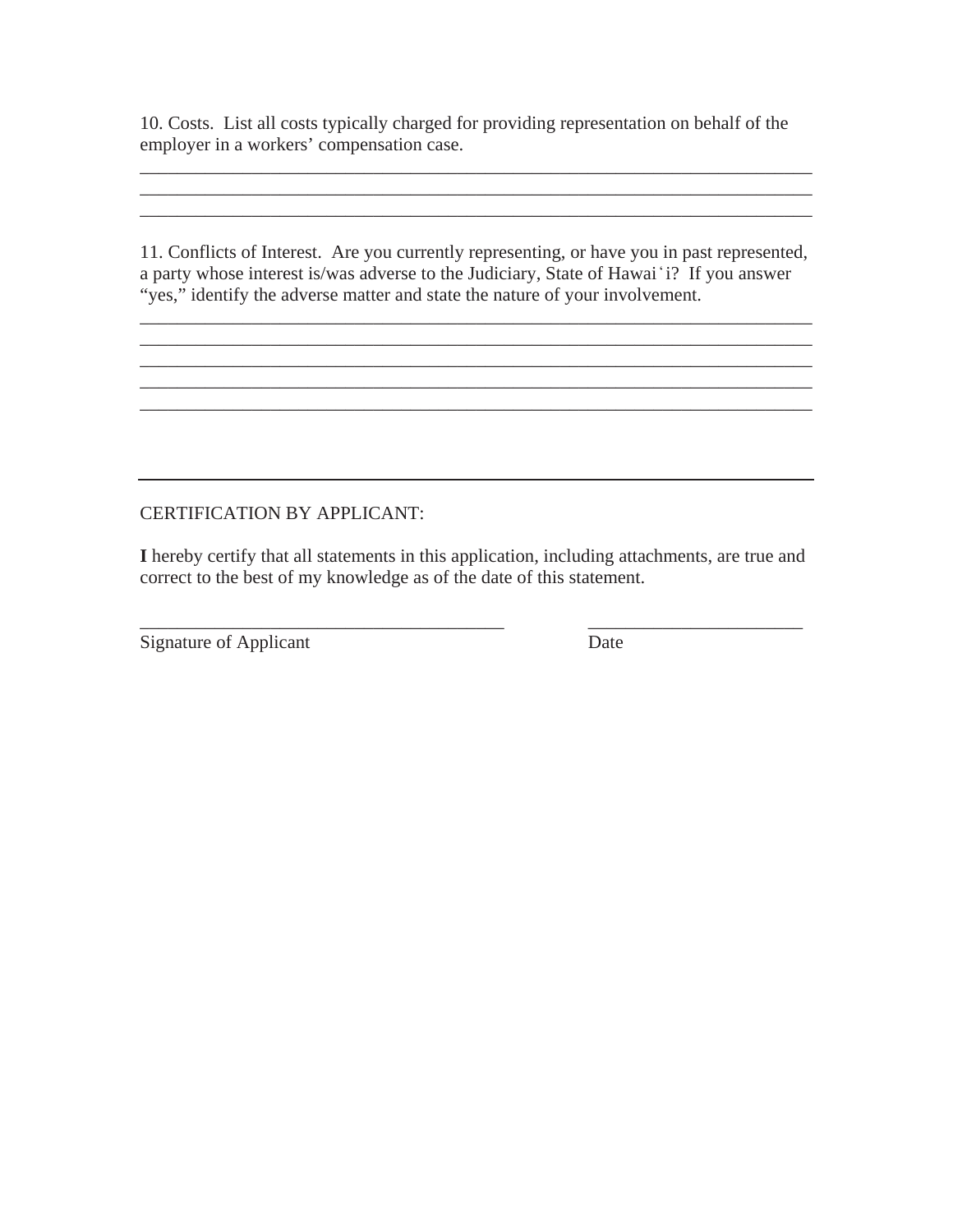10. Costs. List all costs typically charged for providing representation on behalf of the employer in a workers' compensation case.

___________________________________________________________________________
___________________________________________________________________________
___________________________________________________________________________

11. Conflicts of Interest. Are you currently representing, or have you in past represented, a party whose interest is/was adverse to the Judiciary, State of Hawaiʻi? If you answer "yes," identify the adverse matter and state the nature of your involvement.

___________________________________________________________________________
___________________________________________________________________________
___________________________________________________________________________
___________________________________________________________________________
___________________________________________________________________________

---

CERTIFICATION BY APPLICANT:

**I** hereby certify that all statements in this application, including attachments, are true and correct to the best of my knowledge as of the date of this statement.

_________________________________________ ________________________

Signature of Applicant Date